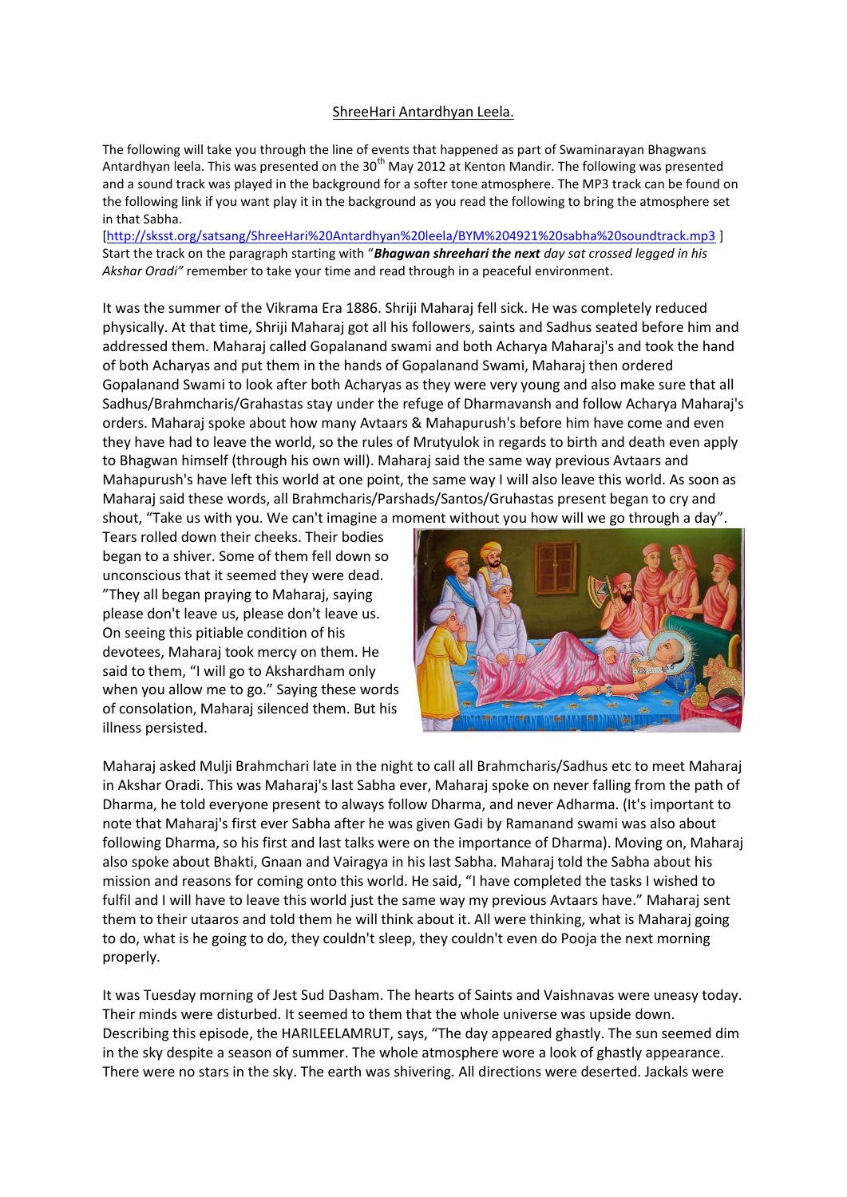ShreeHari Antardhyan Leela.

The following will take you through the line of events that happened as part of Swaminarayan Bhagwans Antardhyan leela. This was presented on the 30th May 2012 at Kenton Mandir. The following was presented and a sound track was played in the background for a softer tone atmosphere. The MP3 track can be found on the following link if you want play it in the background as you read the following to bring the atmosphere set in that Sabha.

[http://sksst.org/satsang/ShreeHari%20Antardhyan%20leela/BYM%204921%20sabha%20soundtrack.mp3 ]
Start the track on the paragraph starting with "***Bhagwan shreehari the next*** *day sat crossed legged in his Akshar Oradi"* remember to take your time and read through in a peaceful environment.

It was the summer of the Vikrama Era 1886. Shriji Maharaj fell sick. He was completely reduced physically. At that time, Shriji Maharaj got all his followers, saints and Sadhus seated before him and addressed them. Maharaj called Gopalanand swami and both Acharya Maharaj's and took the hand of both Acharyas and put them in the hands of Gopalanand Swami, Maharaj then ordered Gopalanand Swami to look after both Acharyas as they were very young and also make sure that all Sadhus/Brahmcharis/Grahastas stay under the refuge of Dharmavansh and follow Acharya Maharaj's orders. Maharaj spoke about how many Avtaars & Mahapurush's before him have come and even they have had to leave the world, so the rules of Mrutyulok in regards to birth and death even apply to Bhagwan himself (through his own will). Maharaj said the same way previous Avtaars and Mahapurush's have left this world at one point, the same way I will also leave this world. As soon as Maharaj said these words, all Brahmcharis/Parshads/Santos/Gruhastas present began to cry and shout, "Take us with you. We can't imagine a moment without you how will we go through a day". Tears rolled down their cheeks. Their bodies began to a shiver. Some of them fell down so unconscious that it seemed they were dead. "They all began praying to Maharaj, saying please don't leave us, please don't leave us. On seeing this pitiable condition of his devotees, Maharaj took mercy on them. He said to them, "I will go to Akshardham only when you allow me to go." Saying these words of consolation, Maharaj silenced them. But his illness persisted.

Maharaj asked Mulji Brahmchari late in the night to call all Brahmcharis/Sadhus etc to meet Maharaj in Akshar Oradi. This was Maharaj's last Sabha ever, Maharaj spoke on never falling from the path of Dharma, he told everyone present to always follow Dharma, and never Adharma. (It's important to note that Maharaj's first ever Sabha after he was given Gadi by Ramanand swami was also about following Dharma, so his first and last talks were on the importance of Dharma). Moving on, Maharaj also spoke about Bhakti, Gnaan and Vairagya in his last Sabha. Maharaj told the Sabha about his mission and reasons for coming onto this world. He said, "I have completed the tasks I wished to fulfil and I will have to leave this world just the same way my previous Avtaars have." Maharaj sent them to their utaaros and told them he will think about it. All were thinking, what is Maharaj going to do, what is he going to do, they couldn't sleep, they couldn't even do Pooja the next morning properly.

It was Tuesday morning of Jest Sud Dasham. The hearts of Saints and Vaishnavas were uneasy today. Their minds were disturbed. It seemed to them that the whole universe was upside down. Describing this episode, the HARILEELAMRUT, says, "The day appeared ghastly. The sun seemed dim in the sky despite a season of summer. The whole atmosphere wore a look of ghastly appearance. There were no stars in the sky. The earth was shivering. All directions were deserted. Jackals were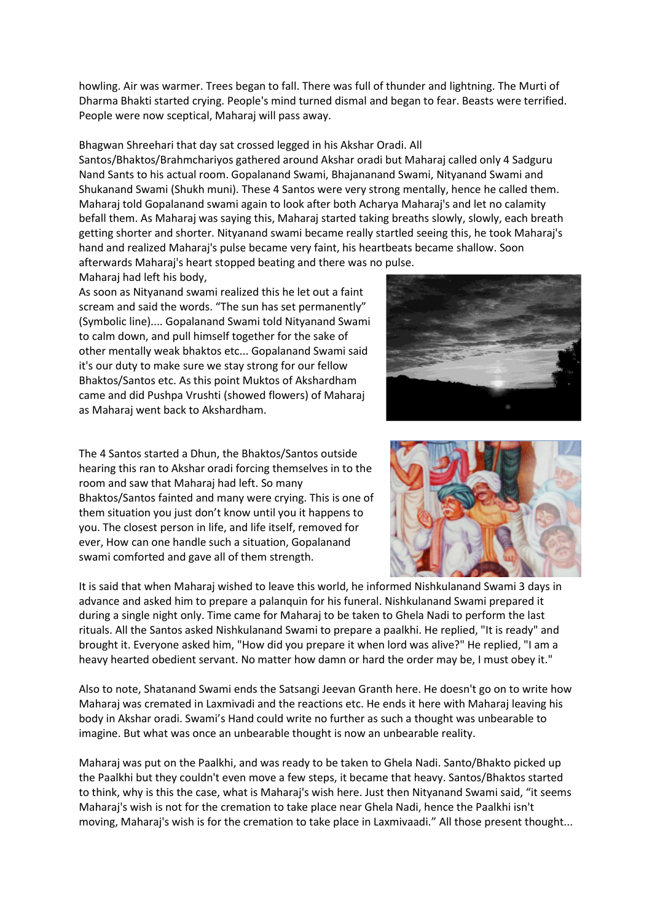howling. Air was warmer. Trees began to fall. There was full of thunder and lightning. The Murti of Dharma Bhakti started crying. People's mind turned dismal and began to fear. Beasts were terrified. People were now sceptical, Maharaj will pass away.

Bhagwan Shreehari that day sat crossed legged in his Akshar Oradi. All Santos/Bhaktos/Brahmchariyos gathered around Akshar oradi but Maharaj called only 4 Sadguru Nand Sants to his actual room. Gopalanand Swami, Bhajananand Swami, Nityanand Swami and Shukanand Swami (Shukh muni). These 4 Santos were very strong mentally, hence he called them. Maharaj told Gopalanand swami again to look after both Acharya Maharaj's and let no calamity befall them. As Maharaj was saying this, Maharaj started taking breaths slowly, slowly, each breath getting shorter and shorter. Nityanand swami became really startled seeing this, he took Maharaj's hand and realized Maharaj's pulse became very faint, his heartbeats became shallow. Soon afterwards Maharaj's heart stopped beating and there was no pulse.

Maharaj had left his body,

As soon as Nityanand swami realized this he let out a faint scream and said the words. "The sun has set permanently" (Symbolic line).... Gopalanand Swami told Nityanand Swami to calm down, and pull himself together for the sake of other mentally weak bhaktos etc... Gopalanand Swami said it's our duty to make sure we stay strong for our fellow Bhaktos/Santos etc. As this point Muktos of Akshardham came and did Pushpa Vrushti (showed flowers) of Maharaj as Maharaj went back to Akshardham.

The 4 Santos started a Dhun, the Bhaktos/Santos outside hearing this ran to Akshar oradi forcing themselves in to the room and saw that Maharaj had left. So many Bhaktos/Santos fainted and many were crying. This is one of them situation you just don't know until you it happens to you. The closest person in life, and life itself, removed for ever, How can one handle such a situation, Gopalanand swami comforted and gave all of them strength.

It is said that when Maharaj wished to leave this world, he informed Nishkulanand Swami 3 days in advance and asked him to prepare a palanquin for his funeral. Nishkulanand Swami prepared it during a single night only. Time came for Maharaj to be taken to Ghela Nadi to perform the last rituals. All the Santos asked Nishkulanand Swami to prepare a paalkhi. He replied, "It is ready" and brought it. Everyone asked him, "How did you prepare it when lord was alive?" He replied, "I am a heavy hearted obedient servant. No matter how damn or hard the order may be, I must obey it."

Also to note, Shatanand Swami ends the Satsangi Jeevan Granth here. He doesn't go on to write how Maharaj was cremated in Laxmivadi and the reactions etc. He ends it here with Maharaj leaving his body in Akshar oradi. Swami's Hand could write no further as such a thought was unbearable to imagine. But what was once an unbearable thought is now an unbearable reality.

Maharaj was put on the Paalkhi, and was ready to be taken to Ghela Nadi. Santo/Bhakto picked up the Paalkhi but they couldn't even move a few steps, it became that heavy. Santos/Bhaktos started to think, why is this the case, what is Maharaj's wish here. Just then Nityanand Swami said, "it seems Maharaj's wish is not for the cremation to take place near Ghela Nadi, hence the Paalkhi isn't moving, Maharaj's wish is for the cremation to take place in Laxmivaadi." All those present thought...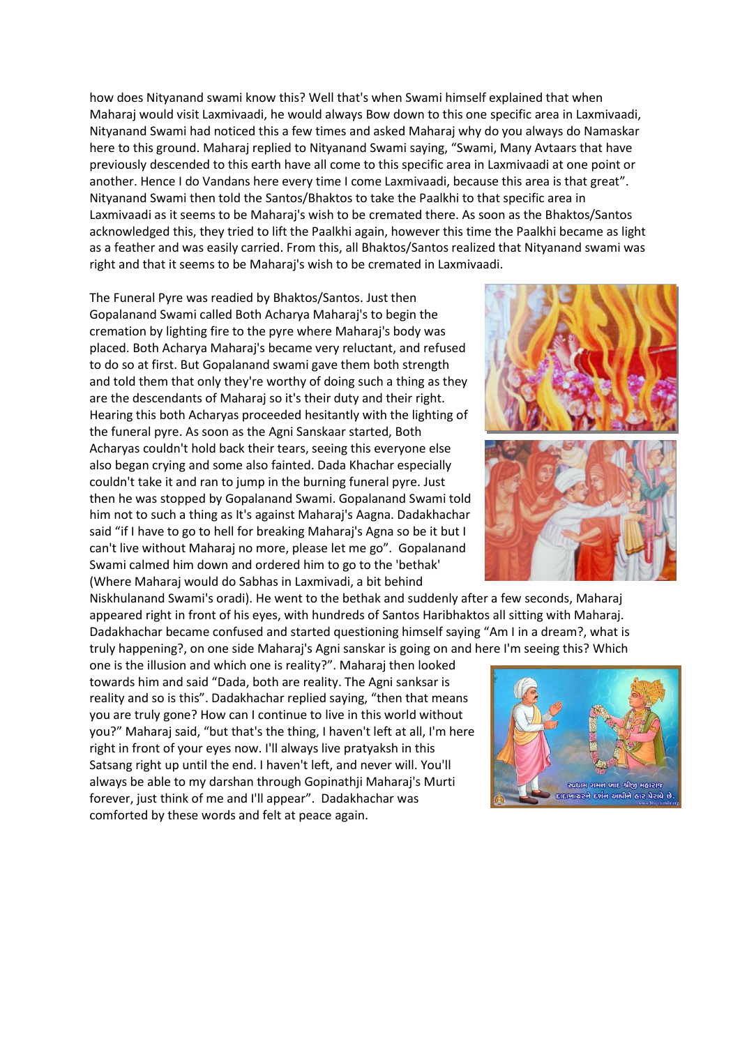how does Nityanand swami know this? Well that's when Swami himself explained that when Maharaj would visit Laxmivaadi, he would always Bow down to this one specific area in Laxmivaadi, Nityanand Swami had noticed this a few times and asked Maharaj why do you always do Namaskar here to this ground. Maharaj replied to Nityanand Swami saying, "Swami, Many Avtaars that have previously descended to this earth have all come to this specific area in Laxmivaadi at one point or another. Hence I do Vandans here every time I come Laxmivaadi, because this area is that great". Nityanand Swami then told the Santos/Bhaktos to take the Paalkhi to that specific area in Laxmivaadi as it seems to be Maharaj's wish to be cremated there. As soon as the Bhaktos/Santos acknowledged this, they tried to lift the Paalkhi again, however this time the Paalkhi became as light as a feather and was easily carried. From this, all Bhaktos/Santos realized that Nityanand swami was right and that it seems to be Maharaj's wish to be cremated in Laxmivaadi.

The Funeral Pyre was readied by Bhaktos/Santos. Just then Gopalanand Swami called Both Acharya Maharaj's to begin the cremation by lighting fire to the pyre where Maharaj's body was placed. Both Acharya Maharaj's became very reluctant, and refused to do so at first. But Gopalanand swami gave them both strength and told them that only they're worthy of doing such a thing as they are the descendants of Maharaj so it's their duty and their right. Hearing this both Acharyas proceeded hesitantly with the lighting of the funeral pyre. As soon as the Agni Sanskaar started, Both Acharyas couldn't hold back their tears, seeing this everyone else also began crying and some also fainted. Dada Khachar especially couldn't take it and ran to jump in the burning funeral pyre. Just then he was stopped by Gopalanand Swami. Gopalanand Swami told him not to such a thing as It's against Maharaj's Aagna. Dadakhachar said "if I have to go to hell for breaking Maharaj's Agna so be it but I can't live without Maharaj no more, please let me go". Gopalanand Swami calmed him down and ordered him to go to the 'bethak' (Where Maharaj would do Sabhas in Laxmivadi, a bit behind Niskhulanand Swami's oradi). He went to the bethak and suddenly after a few seconds, Maharaj appeared right in front of his eyes, with hundreds of Santos Haribhaktos all sitting with Maharaj. Dadakhachar became confused and started questioning himself saying "Am I in a dream?, what is truly happening?, on one side Maharaj's Agni sanskar is going on and here I'm seeing this? Which one is the illusion and which one is reality?". Maharaj then looked towards him and said "Dada, both are reality. The Agni sanksar is reality and so is this". Dadakhachar replied saying, "then that means you are truly gone? How can I continue to live in this world without you?" Maharaj said, "but that's the thing, I haven't left at all, I'm here right in front of your eyes now. I'll always live pratyaksh in this Satsang right up until the end. I haven't left, and never will. You'll always be able to my darshan through Gopinathji Maharaj's Murti forever, just think of me and I'll appear". Dadakhachar was comforted by these words and felt at peace again.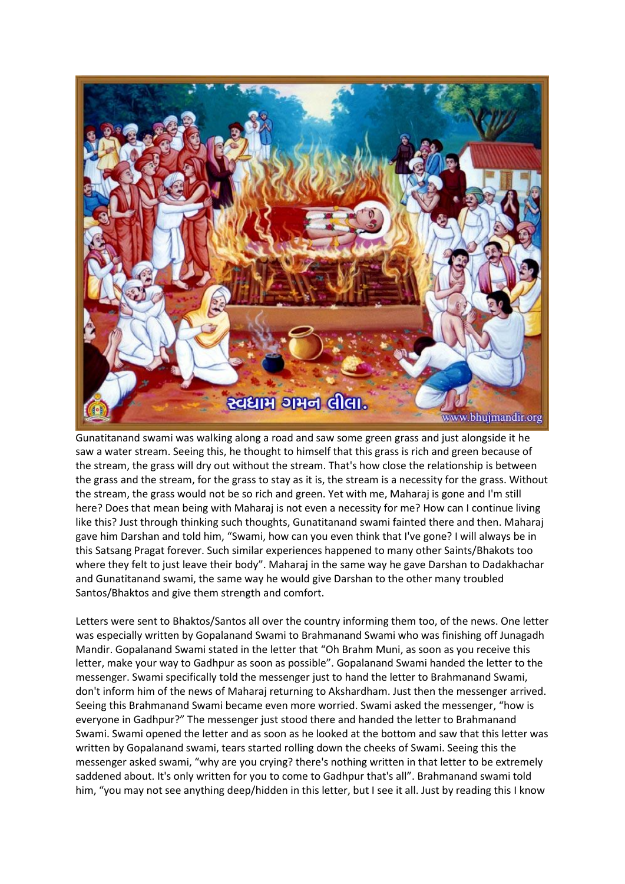Gunatitanand swami was walking along a road and saw some green grass and just alongside it he saw a water stream. Seeing this, he thought to himself that this grass is rich and green because of the stream, the grass will dry out without the stream. That's how close the relationship is between the grass and the stream, for the grass to stay as it is, the stream is a necessity for the grass. Without the stream, the grass would not be so rich and green. Yet with me, Maharaj is gone and I'm still here? Does that mean being with Maharaj is not even a necessity for me? How can I continue living like this? Just through thinking such thoughts, Gunatitanand swami fainted there and then. Maharaj gave him Darshan and told him, "Swami, how can you even think that I've gone? I will always be in this Satsang Pragat forever. Such similar experiences happened to many other Saints/Bhakots too where they felt to just leave their body". Maharaj in the same way he gave Darshan to Dadakhachar and Gunatitanand swami, the same way he would give Darshan to the other many troubled Santos/Bhaktos and give them strength and comfort.

Letters were sent to Bhaktos/Santos all over the country informing them too, of the news. One letter was especially written by Gopalanand Swami to Brahmanand Swami who was finishing off Junagadh Mandir. Gopalanand Swami stated in the letter that "Oh Brahm Muni, as soon as you receive this letter, make your way to Gadhpur as soon as possible". Gopalanand Swami handed the letter to the messenger. Swami specifically told the messenger just to hand the letter to Brahmanand Swami, don't inform him of the news of Maharaj returning to Akshardham. Just then the messenger arrived. Seeing this Brahmanand Swami became even more worried. Swami asked the messenger, "how is everyone in Gadhpur?" The messenger just stood there and handed the letter to Brahmanand Swami. Swami opened the letter and as soon as he looked at the bottom and saw that this letter was written by Gopalanand swami, tears started rolling down the cheeks of Swami. Seeing this the messenger asked swami, "why are you crying? there's nothing written in that letter to be extremely saddened about. It's only written for you to come to Gadhpur that's all". Brahmanand swami told him, "you may not see anything deep/hidden in this letter, but I see it all. Just by reading this I know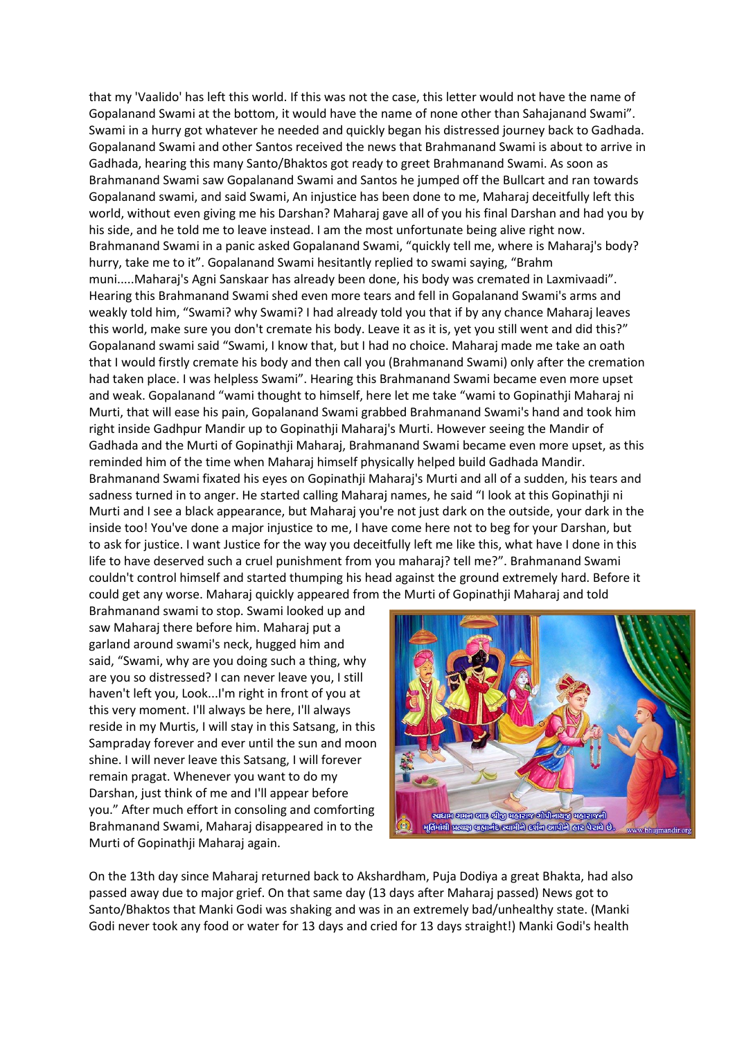that my 'Vaalido' has left this world. If this was not the case, this letter would not have the name of Gopalanand Swami at the bottom, it would have the name of none other than Sahajanand Swami". Swami in a hurry got whatever he needed and quickly began his distressed journey back to Gadhada. Gopalanand Swami and other Santos received the news that Brahmanand Swami is about to arrive in Gadhada, hearing this many Santo/Bhaktos got ready to greet Brahmanand Swami. As soon as Brahmanand Swami saw Gopalanand Swami and Santos he jumped off the Bullcart and ran towards Gopalanand swami, and said Swami, An injustice has been done to me, Maharaj deceitfully left this world, without even giving me his Darshan? Maharaj gave all of you his final Darshan and had you by his side, and he told me to leave instead. I am the most unfortunate being alive right now. Brahmanand Swami in a panic asked Gopalanand Swami, "quickly tell me, where is Maharaj's body? hurry, take me to it". Gopalanand Swami hesitantly replied to swami saying, "Brahm muni.....Maharaj's Agni Sanskaar has already been done, his body was cremated in Laxmivaadi". Hearing this Brahmanand Swami shed even more tears and fell in Gopalanand Swami's arms and weakly told him, "Swami? why Swami? I had already told you that if by any chance Maharaj leaves this world, make sure you don't cremate his body. Leave it as it is, yet you still went and did this?" Gopalanand swami said "Swami, I know that, but I had no choice. Maharaj made me take an oath that I would firstly cremate his body and then call you (Brahmanand Swami) only after the cremation had taken place. I was helpless Swami". Hearing this Brahmanand Swami became even more upset and weak. Gopalanand "wami thought to himself, here let me take "wami to Gopinathji Maharaj ni Murti, that will ease his pain, Gopalanand Swami grabbed Brahmanand Swami's hand and took him right inside Gadhpur Mandir up to Gopinathji Maharaj's Murti. However seeing the Mandir of Gadhada and the Murti of Gopinathji Maharaj, Brahmanand Swami became even more upset, as this reminded him of the time when Maharaj himself physically helped build Gadhada Mandir. Brahmanand Swami fixated his eyes on Gopinathji Maharaj's Murti and all of a sudden, his tears and sadness turned in to anger. He started calling Maharaj names, he said "I look at this Gopinathji ni Murti and I see a black appearance, but Maharaj you're not just dark on the outside, your dark in the inside too! You've done a major injustice to me, I have come here not to beg for your Darshan, but to ask for justice. I want Justice for the way you deceitfully left me like this, what have I done in this life to have deserved such a cruel punishment from you maharaj? tell me?". Brahmanand Swami couldn't control himself and started thumping his head against the ground extremely hard. Before it could get any worse. Maharaj quickly appeared from the Murti of Gopinathji Maharaj and told Brahmanand swami to stop. Swami looked up and saw Maharaj there before him. Maharaj put a garland around swami's neck, hugged him and said, "Swami, why are you doing such a thing, why are you so distressed? I can never leave you, I still haven't left you, Look...I'm right in front of you at this very moment. I'll always be here, I'll always reside in my Murtis, I will stay in this Satsang, in this Sampraday forever and ever until the sun and moon shine. I will never leave this Satsang, I will forever remain pragat. Whenever you want to do my Darshan, just think of me and I'll appear before you." After much effort in consoling and comforting Brahmanand Swami, Maharaj disappeared in to the Murti of Gopinathji Maharaj again.

On the 13th day since Maharaj returned back to Akshardham, Puja Dodiya a great Bhakta, had also passed away due to major grief. On that same day (13 days after Maharaj passed) News got to Santo/Bhaktos that Manki Godi was shaking and was in an extremely bad/unhealthy state. (Manki Godi never took any food or water for 13 days and cried for 13 days straight!) Manki Godi's health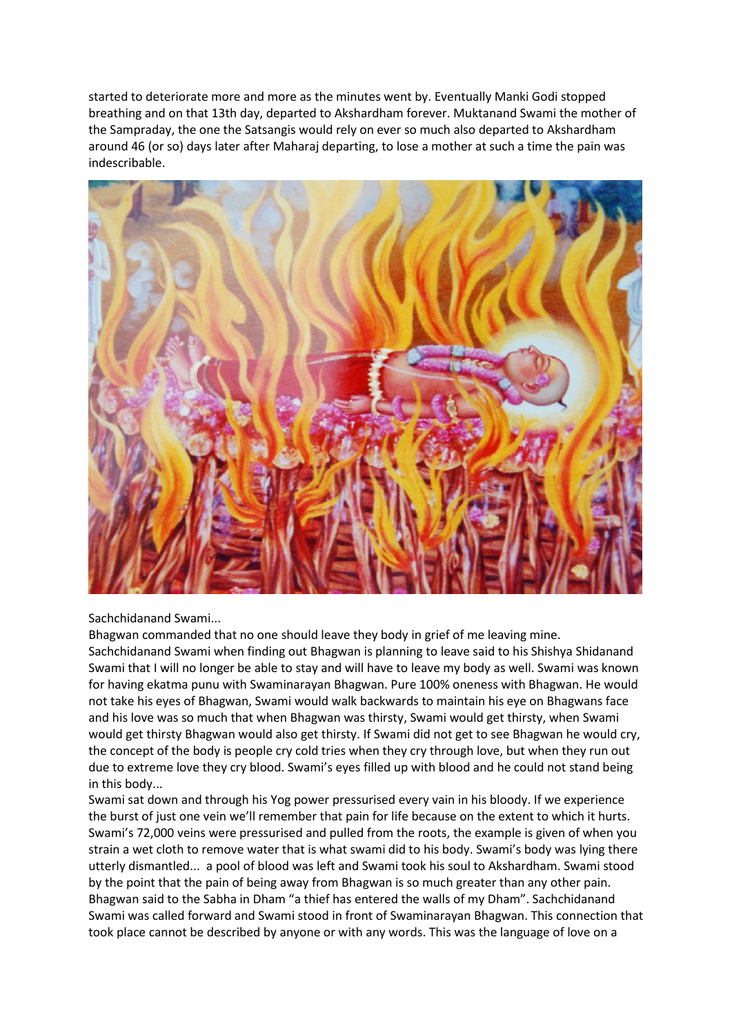started to deteriorate more and more as the minutes went by. Eventually Manki Godi stopped breathing and on that 13th day, departed to Akshardham forever. Muktanand Swami the mother of the Sampraday, the one the Satsangis would rely on ever so much also departed to Akshardham around 46 (or so) days later after Maharaj departing, to lose a mother at such a time the pain was indescribable.

Sachchidanand Swami...

Bhagwan commanded that no one should leave they body in grief of me leaving mine. Sachchidanand Swami when finding out Bhagwan is planning to leave said to his Shishya Shidanand Swami that I will no longer be able to stay and will have to leave my body as well. Swami was known for having ekatma punu with Swaminarayan Bhagwan. Pure 100% oneness with Bhagwan. He would not take his eyes of Bhagwan, Swami would walk backwards to maintain his eye on Bhagwans face and his love was so much that when Bhagwan was thirsty, Swami would get thirsty, when Swami would get thirsty Bhagwan would also get thirsty. If Swami did not get to see Bhagwan he would cry, the concept of the body is people cry cold tries when they cry through love, but when they run out due to extreme love they cry blood. Swami's eyes filled up with blood and he could not stand being in this body...

Swami sat down and through his Yog power pressurised every vain in his bloody. If we experience the burst of just one vein we'll remember that pain for life because on the extent to which it hurts. Swami's 72,000 veins were pressurised and pulled from the roots, the example is given of when you strain a wet cloth to remove water that is what swami did to his body. Swami's body was lying there utterly dismantled... a pool of blood was left and Swami took his soul to Akshardham. Swami stood by the point that the pain of being away from Bhagwan is so much greater than any other pain. Bhagwan said to the Sabha in Dham "a thief has entered the walls of my Dham". Sachchidanand Swami was called forward and Swami stood in front of Swaminarayan Bhagwan. This connection that took place cannot be described by anyone or with any words. This was the language of love on a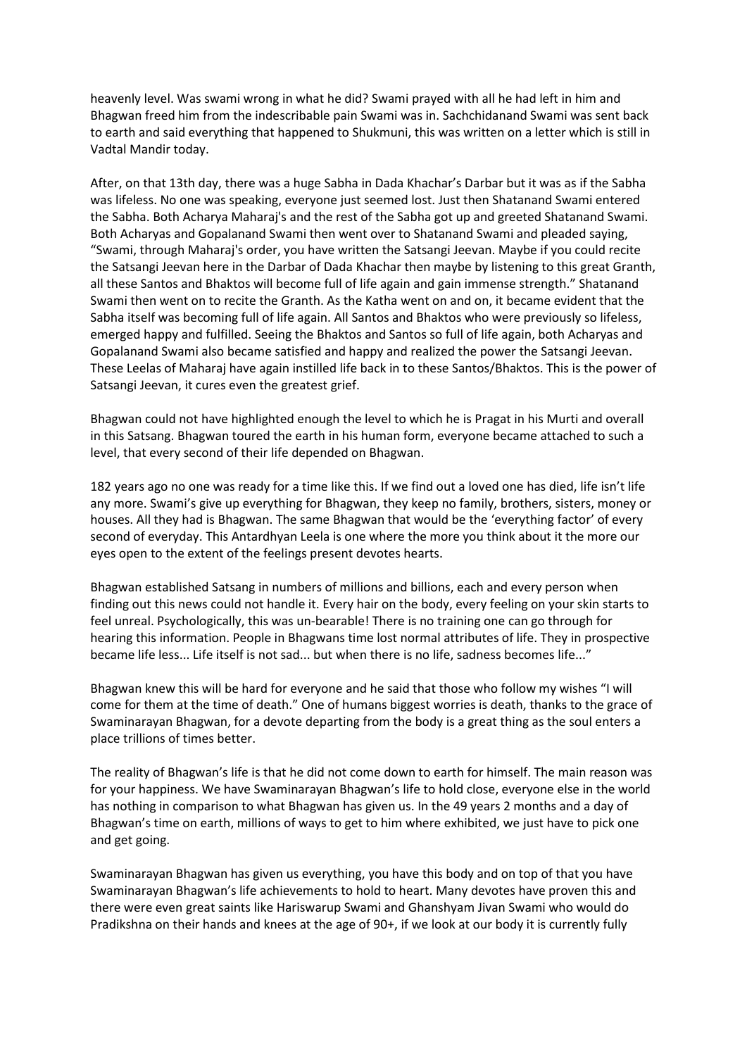heavenly level. Was swami wrong in what he did? Swami prayed with all he had left in him and Bhagwan freed him from the indescribable pain Swami was in. Sachchidanand Swami was sent back to earth and said everything that happened to Shukmuni, this was written on a letter which is still in Vadtal Mandir today.

After, on that 13th day, there was a huge Sabha in Dada Khachar's Darbar but it was as if the Sabha was lifeless. No one was speaking, everyone just seemed lost. Just then Shatanand Swami entered the Sabha. Both Acharya Maharaj's and the rest of the Sabha got up and greeted Shatanand Swami. Both Acharyas and Gopalanand Swami then went over to Shatanand Swami and pleaded saying, "Swami, through Maharaj's order, you have written the Satsangi Jeevan. Maybe if you could recite the Satsangi Jeevan here in the Darbar of Dada Khachar then maybe by listening to this great Granth, all these Santos and Bhaktos will become full of life again and gain immense strength." Shatanand Swami then went on to recite the Granth. As the Katha went on and on, it became evident that the Sabha itself was becoming full of life again. All Santos and Bhaktos who were previously so lifeless, emerged happy and fulfilled. Seeing the Bhaktos and Santos so full of life again, both Acharyas and Gopalanand Swami also became satisfied and happy and realized the power the Satsangi Jeevan. These Leelas of Maharaj have again instilled life back in to these Santos/Bhaktos. This is the power of Satsangi Jeevan, it cures even the greatest grief.

Bhagwan could not have highlighted enough the level to which he is Pragat in his Murti and overall in this Satsang. Bhagwan toured the earth in his human form, everyone became attached to such a level, that every second of their life depended on Bhagwan.

182 years ago no one was ready for a time like this. If we find out a loved one has died, life isn't life any more. Swami's give up everything for Bhagwan, they keep no family, brothers, sisters, money or houses. All they had is Bhagwan. The same Bhagwan that would be the 'everything factor' of every second of everyday. This Antardhyan Leela is one where the more you think about it the more our eyes open to the extent of the feelings present devotes hearts.

Bhagwan established Satsang in numbers of millions and billions, each and every person when finding out this news could not handle it. Every hair on the body, every feeling on your skin starts to feel unreal. Psychologically, this was un-bearable! There is no training one can go through for hearing this information. People in Bhagwans time lost normal attributes of life. They in prospective became life less... Life itself is not sad... but when there is no life, sadness becomes life..."

Bhagwan knew this will be hard for everyone and he said that those who follow my wishes "I will come for them at the time of death." One of humans biggest worries is death, thanks to the grace of Swaminarayan Bhagwan, for a devote departing from the body is a great thing as the soul enters a place trillions of times better.

The reality of Bhagwan's life is that he did not come down to earth for himself. The main reason was for your happiness. We have Swaminarayan Bhagwan's life to hold close, everyone else in the world has nothing in comparison to what Bhagwan has given us. In the 49 years 2 months and a day of Bhagwan's time on earth, millions of ways to get to him where exhibited, we just have to pick one and get going.

Swaminarayan Bhagwan has given us everything, you have this body and on top of that you have Swaminarayan Bhagwan's life achievements to hold to heart. Many devotes have proven this and there were even great saints like Hariswarup Swami and Ghanshyam Jivan Swami who would do Pradikshna on their hands and knees at the age of 90+, if we look at our body it is currently fully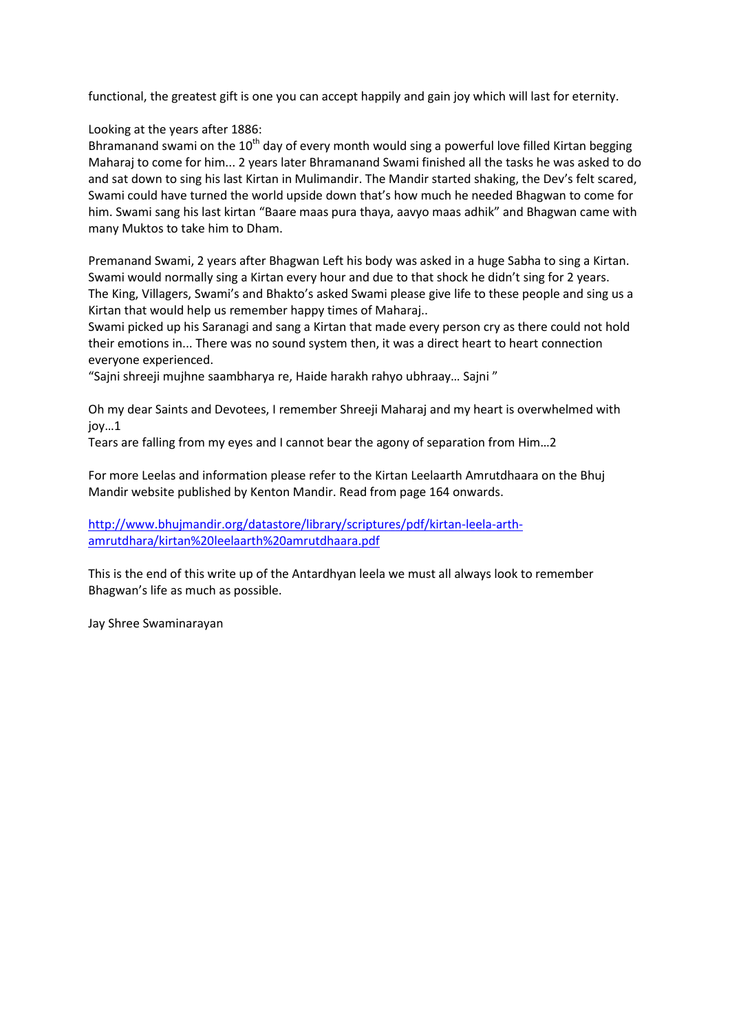functional, the greatest gift is one you can accept happily and gain joy which will last for eternity.

Looking at the years after 1886:
Bhramanand swami on the 10th day of every month would sing a powerful love filled Kirtan begging Maharaj to come for him... 2 years later Bhramanand Swami finished all the tasks he was asked to do and sat down to sing his last Kirtan in Mulimandir. The Mandir started shaking, the Dev's felt scared, Swami could have turned the world upside down that's how much he needed Bhagwan to come for him. Swami sang his last kirtan "Baare maas pura thaya, aavyo maas adhik" and Bhagwan came with many Muktos to take him to Dham.

Premanand Swami, 2 years after Bhagwan Left his body was asked in a huge Sabha to sing a Kirtan. Swami would normally sing a Kirtan every hour and due to that shock he didn't sing for 2 years. The King, Villagers, Swami's and Bhakto's asked Swami please give life to these people and sing us a Kirtan that would help us remember happy times of Maharaj..
Swami picked up his Saranagi and sang a Kirtan that made every person cry as there could not hold their emotions in... There was no sound system then, it was a direct heart to heart connection everyone experienced.
"Sajni shreeji mujhne saambharya re, Haide harakh rahyo ubhraay… Sajni "

Oh my dear Saints and Devotees, I remember Shreeji Maharaj and my heart is overwhelmed with joy…1
Tears are falling from my eyes and I cannot bear the agony of separation from Him…2

For more Leelas and information please refer to the Kirtan Leelaarth Amrutdhaara on the Bhuj Mandir website published by Kenton Mandir. Read from page 164 onwards.

[http://www.bhujmandir.org/datastore/library/scriptures/pdf/kirtan-leela-arth-amrutdhara/kirtan%20leelaarth%20amrutdhaara.pdf](http://www.bhujmandir.org/datastore/library/scriptures/pdf/kirtan-leela-arth-amrutdhara/kirtan%20leelaarth%20amrutdhaara.pdf)

This is the end of this write up of the Antardhyan leela we must all always look to remember Bhagwan's life as much as possible.

Jay Shree Swaminarayan